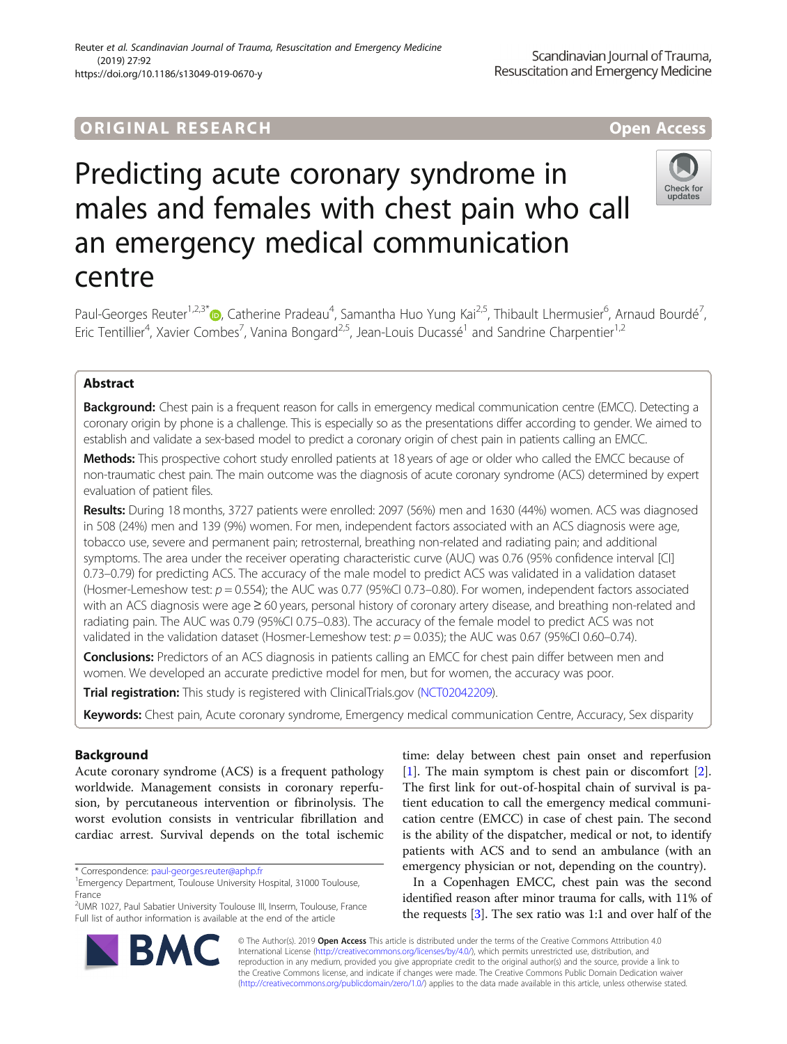ORIGINAL RESEARCH

Open Access

# Predicting acute coronary syndrome in males and females with chest pain who call an emergency medical communication centre

Paul-Georges Reuter[1,2,3*], Catherine Pradeau[4], Samantha Huo Yung Kai[2,5], Thibault Lhermusier[6], Arnaud Bourdé[7], Eric Tentillier[4], Xavier Combes[7], Vanina Bongard[2,5], Jean-Louis Ducassé[1] and Sandrine Charpentier[1,2]

## Abstract

**Background:** Chest pain is a frequent reason for calls in emergency medical communication centre (EMCC). Detecting a coronary origin by phone is a challenge. This is especially so as the presentations differ according to gender. We aimed to establish and validate a sex-based model to predict a coronary origin of chest pain in patients calling an EMCC.

**Methods:** This prospective cohort study enrolled patients at 18 years of age or older who called the EMCC because of non-traumatic chest pain. The main outcome was the diagnosis of acute coronary syndrome (ACS) determined by expert evaluation of patient files.

**Results:** During 18 months, 3727 patients were enrolled: 2097 (56%) men and 1630 (44%) women. ACS was diagnosed in 508 (24%) men and 139 (9%) women. For men, independent factors associated with an ACS diagnosis were age, tobacco use, severe and permanent pain; retrosternal, breathing non-related and radiating pain; and additional symptoms. The area under the receiver operating characteristic curve (AUC) was 0.76 (95% confidence interval [CI] 0.73–0.79) for predicting ACS. The accuracy of the male model to predict ACS was validated in a validation dataset (Hosmer-Lemeshow test: $p = 0.554$); the AUC was 0.77 (95%CI 0.73–0.80). For women, independent factors associated with an ACS diagnosis were age ≥ 60 years, personal history of coronary artery disease, and breathing non-related and radiating pain. The AUC was 0.79 (95%CI 0.75–0.83). The accuracy of the female model to predict ACS was not validated in the validation dataset (Hosmer-Lemeshow test: $p = 0.035$); the AUC was 0.67 (95%CI 0.60–0.74).

**Conclusions:** Predictors of an ACS diagnosis in patients calling an EMCC for chest pain differ between men and women. We developed an accurate predictive model for men, but for women, the accuracy was poor.

**Trial registration:** This study is registered with ClinicalTrials.gov (NCT02042209).

**Keywords:** Chest pain, Acute coronary syndrome, Emergency medical communication Centre, Accuracy, Sex disparity

## Background

Acute coronary syndrome (ACS) is a frequent pathology worldwide. Management consists in coronary reperfusion, by percutaneous intervention or fibrinolysis. The worst evolution consists in ventricular fibrillation and cardiac arrest. Survival depends on the total ischemic time: delay between chest pain onset and reperfusion [1]. The main symptom is chest pain or discomfort [2]. The first link for out-of-hospital chain of survival is patient education to call the emergency medical communication centre (EMCC) in case of chest pain. The second is the ability of the dispatcher, medical or not, to identify patients with ACS and to send an ambulance (with an emergency physician or not, depending on the country).

In a Copenhagen EMCC, chest pain was the second identified reason after minor trauma for calls, with 11% of the requests [3]. The sex ratio was 1:1 and over half of the

* Correspondence: paul-georges.reuter@aphp.fr
[1]Emergency Department, Toulouse University Hospital, 31000 Toulouse, France
[2]UMR 1027, Paul Sabatier University Toulouse III, Inserm, Toulouse, France
Full list of author information is available at the end of the article

© The Author(s). 2019 **Open Access** This article is distributed under the terms of the Creative Commons Attribution 4.0 International License (http://creativecommons.org/licenses/by/4.0/), which permits unrestricted use, distribution, and reproduction in any medium, provided you give appropriate credit to the original author(s) and the source, provide a link to the Creative Commons license, and indicate if changes were made. The Creative Commons Public Domain Dedication waiver (http://creativecommons.org/publicdomain/zero/1.0/) applies to the data made available in this article, unless otherwise stated.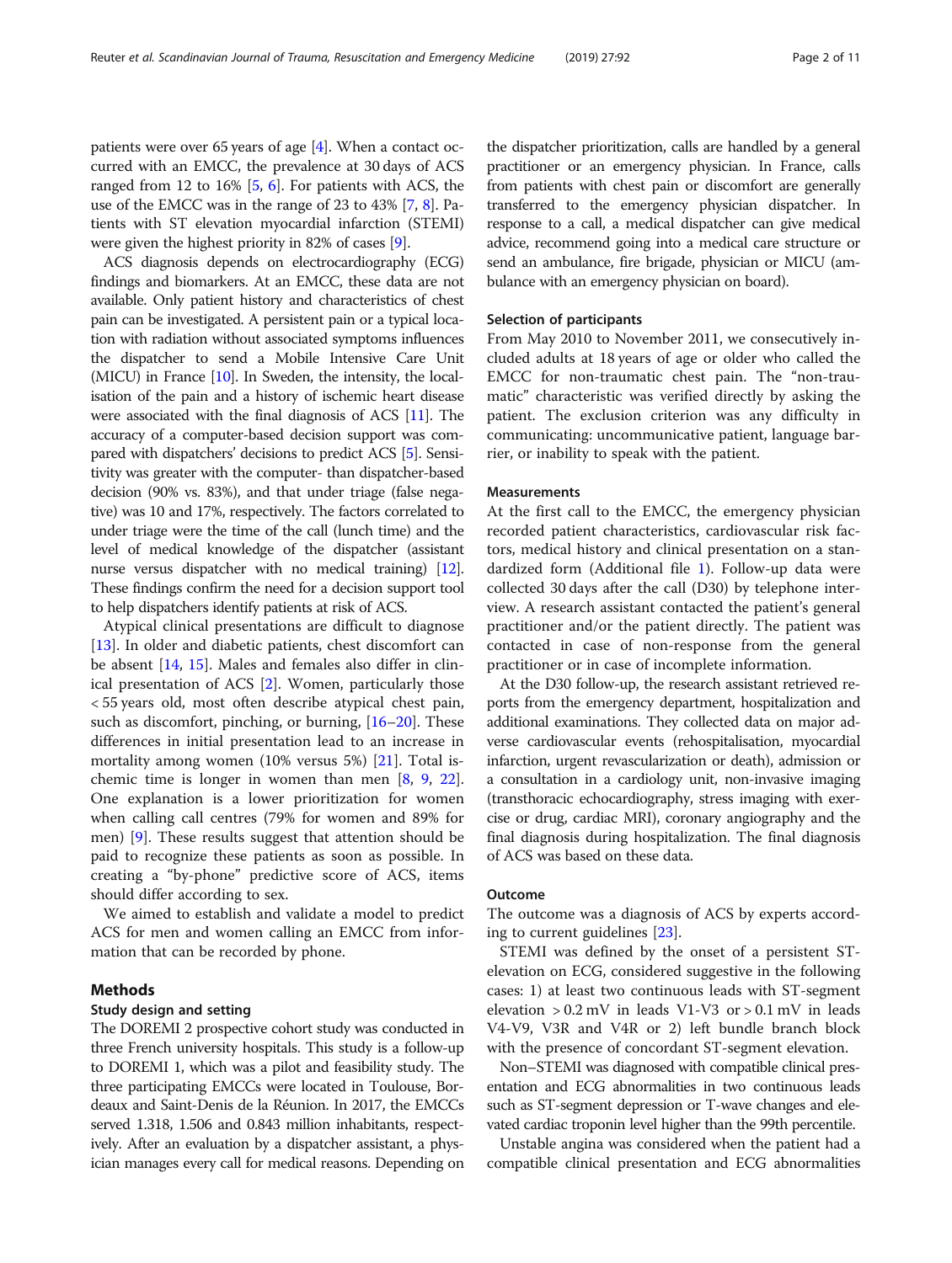patients were over 65 years of age [4]. When a contact occurred with an EMCC, the prevalence at 30 days of ACS ranged from 12 to 16% [5, 6]. For patients with ACS, the use of the EMCC was in the range of 23 to 43% [7, 8]. Patients with ST elevation myocardial infarction (STEMI) were given the highest priority in 82% of cases [9].

ACS diagnosis depends on electrocardiography (ECG) findings and biomarkers. At an EMCC, these data are not available. Only patient history and characteristics of chest pain can be investigated. A persistent pain or a typical location with radiation without associated symptoms influences the dispatcher to send a Mobile Intensive Care Unit (MICU) in France [10]. In Sweden, the intensity, the localisation of the pain and a history of ischemic heart disease were associated with the final diagnosis of ACS [11]. The accuracy of a computer-based decision support was compared with dispatchers' decisions to predict ACS [5]. Sensitivity was greater with the computer- than dispatcher-based decision (90% vs. 83%), and that under triage (false negative) was 10 and 17%, respectively. The factors correlated to under triage were the time of the call (lunch time) and the level of medical knowledge of the dispatcher (assistant nurse versus dispatcher with no medical training) [12]. These findings confirm the need for a decision support tool to help dispatchers identify patients at risk of ACS.

Atypical clinical presentations are difficult to diagnose [13]. In older and diabetic patients, chest discomfort can be absent [14, 15]. Males and females also differ in clinical presentation of ACS [2]. Women, particularly those < 55 years old, most often describe atypical chest pain, such as discomfort, pinching, or burning, [16–20]. These differences in initial presentation lead to an increase in mortality among women (10% versus 5%) [21]. Total ischemic time is longer in women than men [8, 9, 22]. One explanation is a lower prioritization for women when calling call centres (79% for women and 89% for men) [9]. These results suggest that attention should be paid to recognize these patients as soon as possible. In creating a "by-phone" predictive score of ACS, items should differ according to sex.

We aimed to establish and validate a model to predict ACS for men and women calling an EMCC from information that can be recorded by phone.

## Methods

### Study design and setting

The DOREMI 2 prospective cohort study was conducted in three French university hospitals. This study is a follow-up to DOREMI 1, which was a pilot and feasibility study. The three participating EMCCs were located in Toulouse, Bordeaux and Saint-Denis de la Réunion. In 2017, the EMCCs served 1.318, 1.506 and 0.843 million inhabitants, respectively. After an evaluation by a dispatcher assistant, a physician manages every call for medical reasons. Depending on the dispatcher prioritization, calls are handled by a general practitioner or an emergency physician. In France, calls from patients with chest pain or discomfort are generally transferred to the emergency physician dispatcher. In response to a call, a medical dispatcher can give medical advice, recommend going into a medical care structure or send an ambulance, fire brigade, physician or MICU (ambulance with an emergency physician on board).

### Selection of participants

From May 2010 to November 2011, we consecutively included adults at 18 years of age or older who called the EMCC for non-traumatic chest pain. The "non-traumatic" characteristic was verified directly by asking the patient. The exclusion criterion was any difficulty in communicating: uncommunicative patient, language barrier, or inability to speak with the patient.

### Measurements

At the first call to the EMCC, the emergency physician recorded patient characteristics, cardiovascular risk factors, medical history and clinical presentation on a standardized form (Additional file 1). Follow-up data were collected 30 days after the call (D30) by telephone interview. A research assistant contacted the patient's general practitioner and/or the patient directly. The patient was contacted in case of non-response from the general practitioner or in case of incomplete information.

At the D30 follow-up, the research assistant retrieved reports from the emergency department, hospitalization and additional examinations. They collected data on major adverse cardiovascular events (rehospitalisation, myocardial infarction, urgent revascularization or death), admission or a consultation in a cardiology unit, non-invasive imaging (transthoracic echocardiography, stress imaging with exercise or drug, cardiac MRI), coronary angiography and the final diagnosis during hospitalization. The final diagnosis of ACS was based on these data.

### Outcome

The outcome was a diagnosis of ACS by experts according to current guidelines [23].

STEMI was defined by the onset of a persistent ST-elevation on ECG, considered suggestive in the following cases: 1) at least two continuous leads with ST-segment elevation > 0.2 mV in leads V1-V3 or > 0.1 mV in leads V4-V9, V3R and V4R or 2) left bundle branch block with the presence of concordant ST-segment elevation.

Non–STEMI was diagnosed with compatible clinical presentation and ECG abnormalities in two continuous leads such as ST-segment depression or T-wave changes and elevated cardiac troponin level higher than the 99th percentile.

Unstable angina was considered when the patient had a compatible clinical presentation and ECG abnormalities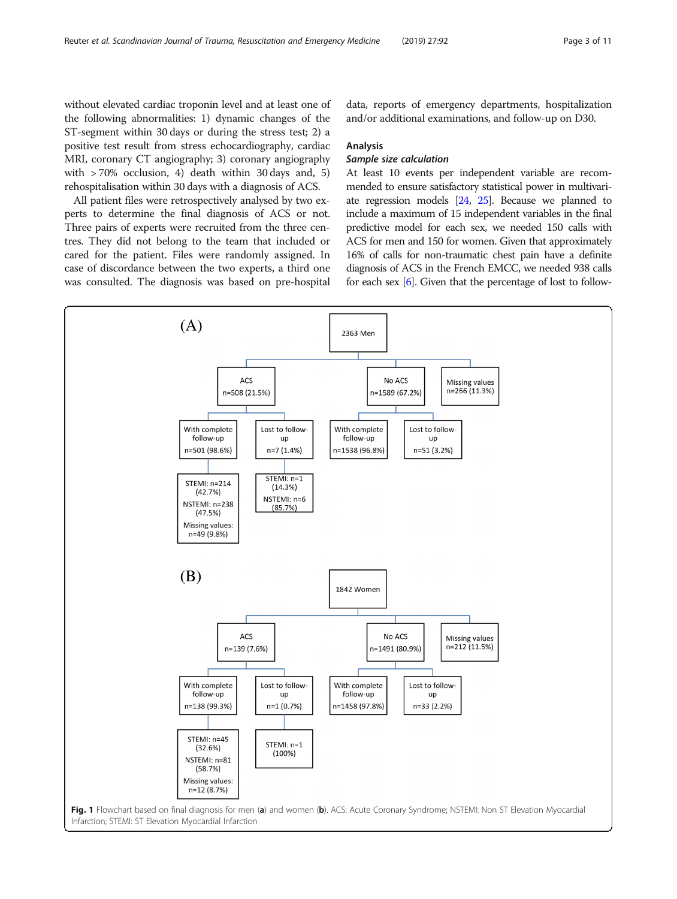without elevated cardiac troponin level and at least one of the following abnormalities: 1) dynamic changes of the ST-segment within 30 days or during the stress test; 2) a positive test result from stress echocardiography, cardiac MRI, coronary CT angiography; 3) coronary angiography with > 70% occlusion, 4) death within 30 days and, 5) rehospitalisation within 30 days with a diagnosis of ACS.

All patient files were retrospectively analysed by two experts to determine the final diagnosis of ACS or not. Three pairs of experts were recruited from the three centres. They did not belong to the team that included or cared for the patient. Files were randomly assigned. In case of discordance between the two experts, a third one was consulted. The diagnosis was based on pre-hospital data, reports of emergency departments, hospitalization and/or additional examinations, and follow-up on D30.

## Analysis

### *Sample size calculation*

At least 10 events per independent variable are recommended to ensure satisfactory statistical power in multivariate regression models [24, 25]. Because we planned to include a maximum of 15 independent variables in the final predictive model for each sex, we needed 150 calls with ACS for men and 150 for women. Given that approximately 16% of calls for non-traumatic chest pain have a definite diagnosis of ACS in the French EMCC, we needed 938 calls for each sex [6]. Given that the percentage of lost to follow-

(A)

- 2363 Men
  - ACS n=508 (21.5%)
    - With complete follow-up n=501 (98.6%)
      - STEMI: n=214 (42.7%)
      - NSTEMI: n=238 (47.5%)
      - Missing values: n=49 (9.8%)
    - Lost to follow-up n=7 (1.4%)
      - STEMI: n=1 (14.3%)
      - NSTEMI: n=6 (85.7%)
  - No ACS n=1589 (67.2%)
    - With complete follow-up n=1538 (96.8%)
    - Lost to follow-up n=51 (3.2%)
  - Missing values n=266 (11.3%)

(B)

- 1842 Women
  - ACS n=139 (7.6%)
    - With complete follow-up n=138 (99.3%)
      - STEMI: n=45 (32.6%)
      - NSTEMI: n=81 (58.7%)
      - Missing values: n=12 (8.7%)
    - Lost to follow-up n=1 (0.7%)
      - STEMI: n=1 (100%)
  - No ACS n=1491 (80.9%)
    - With complete follow-up n=1458 (97.8%)
    - Lost to follow-up n=33 (2.2%)
  - Missing values n=212 (11.5%)

**Fig. 1** Flowchart based on final diagnosis for men (**a**) and women (**b**). ACS: Acute Coronary Syndrome; NSTEMI: Non ST Elevation Myocardial Infarction; STEMI: ST Elevation Myocardial Infarction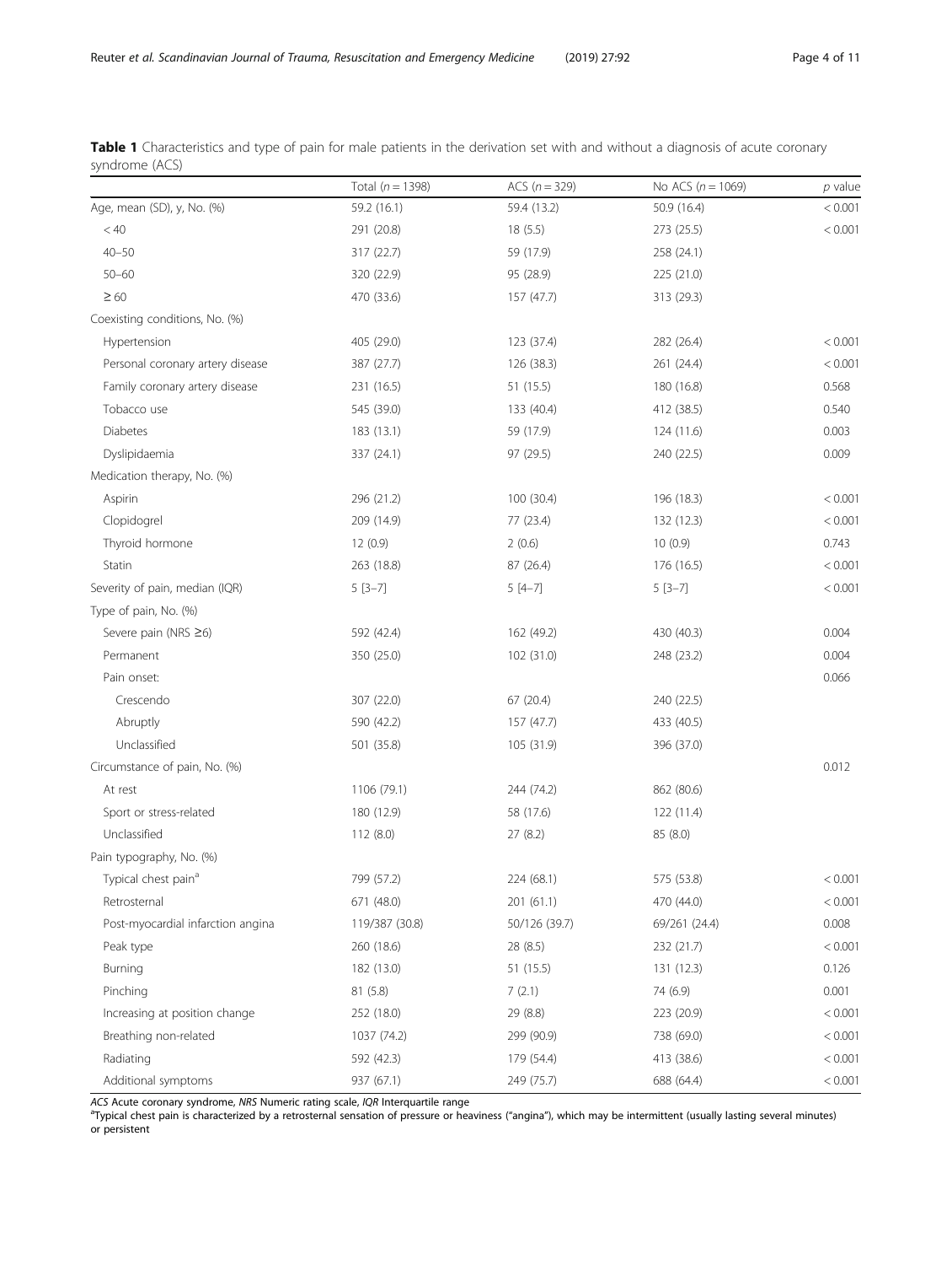**Table 1** Characteristics and type of pain for male patients in the derivation set with and without a diagnosis of acute coronary syndrome (ACS)

| | Total ($n = 1398$) | ACS ($n = 329$) | No ACS ($n = 1069$) | $p$ value |
|---|---|---|---|---|
| Age, mean (SD), y, No. (%) | 59.2 (16.1) | 59.4 (13.2) | 50.9 (16.4) | < 0.001 |
| < 40 | 291 (20.8) | 18 (5.5) | 273 (25.5) | < 0.001 |
| 40–50 | 317 (22.7) | 59 (17.9) | 258 (24.1) | |
| 50–60 | 320 (22.9) | 95 (28.9) | 225 (21.0) | |
| ≥ 60 | 470 (33.6) | 157 (47.7) | 313 (29.3) | |
| Coexisting conditions, No. (%) | | | | |
| Hypertension | 405 (29.0) | 123 (37.4) | 282 (26.4) | < 0.001 |
| Personal coronary artery disease | 387 (27.7) | 126 (38.3) | 261 (24.4) | < 0.001 |
| Family coronary artery disease | 231 (16.5) | 51 (15.5) | 180 (16.8) | 0.568 |
| Tobacco use | 545 (39.0) | 133 (40.4) | 412 (38.5) | 0.540 |
| Diabetes | 183 (13.1) | 59 (17.9) | 124 (11.6) | 0.003 |
| Dyslipidaemia | 337 (24.1) | 97 (29.5) | 240 (22.5) | 0.009 |
| Medication therapy, No. (%) | | | | |
| Aspirin | 296 (21.2) | 100 (30.4) | 196 (18.3) | < 0.001 |
| Clopidogrel | 209 (14.9) | 77 (23.4) | 132 (12.3) | < 0.001 |
| Thyroid hormone | 12 (0.9) | 2 (0.6) | 10 (0.9) | 0.743 |
| Statin | 263 (18.8) | 87 (26.4) | 176 (16.5) | < 0.001 |
| Severity of pain, median (IQR) | 5 [3–7] | 5 [4–7] | 5 [3–7] | < 0.001 |
| Type of pain, No. (%) | | | | |
| Severe pain (NRS ≥6) | 592 (42.4) | 162 (49.2) | 430 (40.3) | 0.004 |
| Permanent | 350 (25.0) | 102 (31.0) | 248 (23.2) | 0.004 |
| Pain onset: | | | | 0.066 |
| Crescendo | 307 (22.0) | 67 (20.4) | 240 (22.5) | |
| Abruptly | 590 (42.2) | 157 (47.7) | 433 (40.5) | |
| Unclassified | 501 (35.8) | 105 (31.9) | 396 (37.0) | |
| Circumstance of pain, No. (%) | | | | 0.012 |
| At rest | 1106 (79.1) | 244 (74.2) | 862 (80.6) | |
| Sport or stress-related | 180 (12.9) | 58 (17.6) | 122 (11.4) | |
| Unclassified | 112 (8.0) | 27 (8.2) | 85 (8.0) | |
| Pain typography, No. (%) | | | | |
| Typical chest pain[a] | 799 (57.2) | 224 (68.1) | 575 (53.8) | < 0.001 |
| Retrosternal | 671 (48.0) | 201 (61.1) | 470 (44.0) | < 0.001 |
| Post-myocardial infarction angina | 119/387 (30.8) | 50/126 (39.7) | 69/261 (24.4) | 0.008 |
| Peak type | 260 (18.6) | 28 (8.5) | 232 (21.7) | < 0.001 |
| Burning | 182 (13.0) | 51 (15.5) | 131 (12.3) | 0.126 |
| Pinching | 81 (5.8) | 7 (2.1) | 74 (6.9) | 0.001 |
| Increasing at position change | 252 (18.0) | 29 (8.8) | 223 (20.9) | < 0.001 |
| Breathing non-related | 1037 (74.2) | 299 (90.9) | 738 (69.0) | < 0.001 |
| Radiating | 592 (42.3) | 179 (54.4) | 413 (38.6) | < 0.001 |
| Additional symptoms | 937 (67.1) | 249 (75.7) | 688 (64.4) | < 0.001 |

*ACS* Acute coronary syndrome, *NRS* Numeric rating scale, *IQR* Interquartile range

[a]Typical chest pain is characterized by a retrosternal sensation of pressure or heaviness ("angina"), which may be intermittent (usually lasting several minutes) or persistent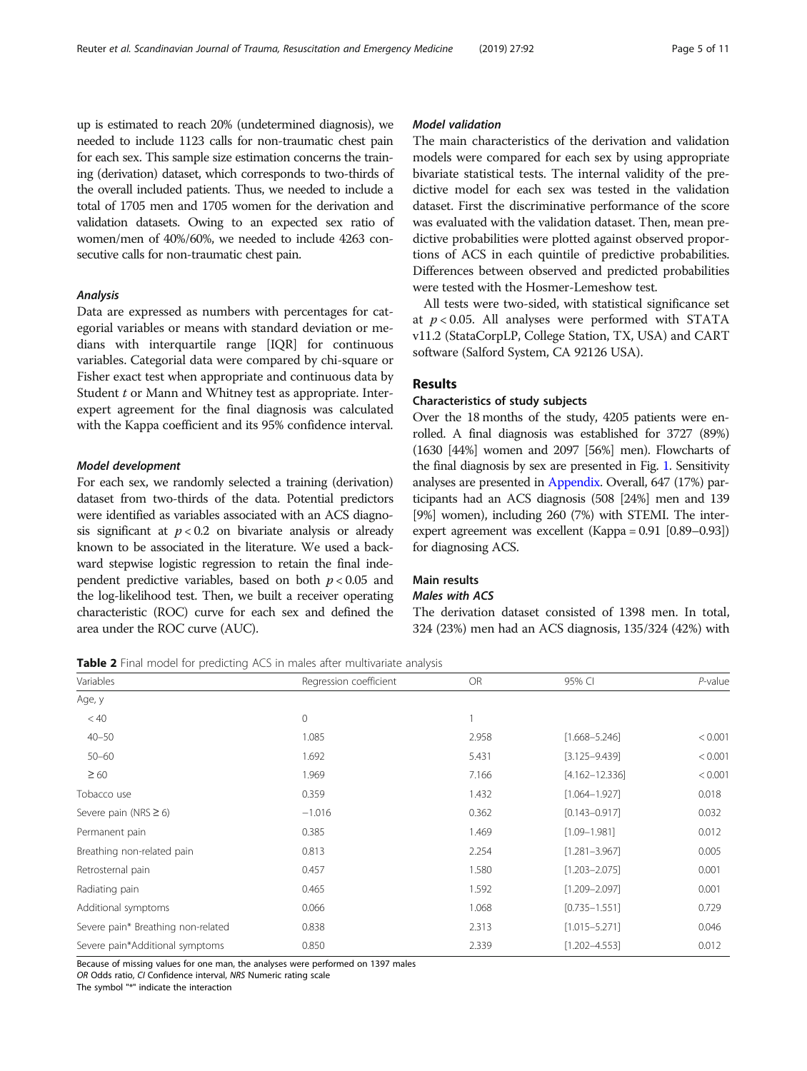up is estimated to reach 20% (undetermined diagnosis), we needed to include 1123 calls for non-traumatic chest pain for each sex. This sample size estimation concerns the training (derivation) dataset, which corresponds to two-thirds of the overall included patients. Thus, we needed to include a total of 1705 men and 1705 women for the derivation and validation datasets. Owing to an expected sex ratio of women/men of 40%/60%, we needed to include 4263 consecutive calls for non-traumatic chest pain.

#### Analysis

Data are expressed as numbers with percentages for categorial variables or means with standard deviation or medians with interquartile range [IQR] for continuous variables. Categorial data were compared by chi-square or Fisher exact test when appropriate and continuous data by Student *t* or Mann and Whitney test as appropriate. Inter-expert agreement for the final diagnosis was calculated with the Kappa coefficient and its 95% confidence interval.

#### Model development

For each sex, we randomly selected a training (derivation) dataset from two-thirds of the data. Potential predictors were identified as variables associated with an ACS diagnosis significant at $p < 0.2$ on bivariate analysis or already known to be associated in the literature. We used a backward stepwise logistic regression to retain the final independent predictive variables, based on both $p < 0.05$ and the log-likelihood test. Then, we built a receiver operating characteristic (ROC) curve for each sex and defined the area under the ROC curve (AUC).

#### Model validation

The main characteristics of the derivation and validation models were compared for each sex by using appropriate bivariate statistical tests. The internal validity of the predictive model for each sex was tested in the validation dataset. First the discriminative performance of the score was evaluated with the validation dataset. Then, mean predictive probabilities were plotted against observed proportions of ACS in each quintile of predictive probabilities. Differences between observed and predicted probabilities were tested with the Hosmer-Lemeshow test.

All tests were two-sided, with statistical significance set at $p < 0.05$. All analyses were performed with STATA v11.2 (StataCorpLP, College Station, TX, USA) and CART software (Salford System, CA 92126 USA).

## Results

### Characteristics of study subjects

Over the 18 months of the study, 4205 patients were enrolled. A final diagnosis was established for 3727 (89%) (1630 [44%] women and 2097 [56%] men). Flowcharts of the final diagnosis by sex are presented in Fig. 1. Sensitivity analyses are presented in Appendix. Overall, 647 (17%) participants had an ACS diagnosis (508 [24%] men and 139 [9%] women), including 260 (7%) with STEMI. The inter-expert agreement was excellent (Kappa = 0.91 [0.89–0.93]) for diagnosing ACS.

### Main results

#### Males with ACS

The derivation dataset consisted of 1398 men. In total, 324 (23%) men had an ACS diagnosis, 135/324 (42%) with

**Table 2** Final model for predicting ACS in males after multivariate analysis

| Variables | Regression coefficient | OR | 95% CI | *P*-value |
|---|---|---|---|---|
| Age, y | | | | |
| < 40 | 0 | 1 | | |
| 40–50 | 1.085 | 2.958 | [1.668–5.246] | < 0.001 |
| 50–60 | 1.692 | 5.431 | [3.125–9.439] | < 0.001 |
| ≥ 60 | 1.969 | 7.166 | [4.162–12.336] | < 0.001 |
| Tobacco use | 0.359 | 1.432 | [1.064–1.927] | 0.018 |
| Severe pain (NRS ≥ 6) | −1.016 | 0.362 | [0.143–0.917] | 0.032 |
| Permanent pain | 0.385 | 1.469 | [1.09–1.981] | 0.012 |
| Breathing non-related pain | 0.813 | 2.254 | [1.281–3.967] | 0.005 |
| Retrosternal pain | 0.457 | 1.580 | [1.203–2.075] | 0.001 |
| Radiating pain | 0.465 | 1.592 | [1.209–2.097] | 0.001 |
| Additional symptoms | 0.066 | 1.068 | [0.735–1.551] | 0.729 |
| Severe pain* Breathing non-related | 0.838 | 2.313 | [1.015–5.271] | 0.046 |
| Severe pain*Additional symptoms | 0.850 | 2.339 | [1.202–4.553] | 0.012 |

Because of missing values for one man, the analyses were performed on 1397 males

*OR* Odds ratio, *CI* Confidence interval, *NRS* Numeric rating scale

The symbol "*" indicate the interaction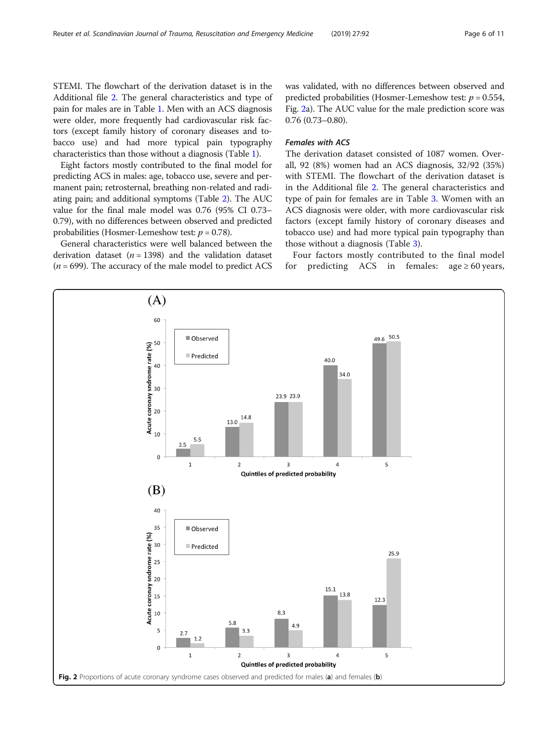STEMI. The flowchart of the derivation dataset is in the Additional file 2. The general characteristics and type of pain for males are in Table 1. Men with an ACS diagnosis were older, more frequently had cardiovascular risk factors (except family history of coronary diseases and tobacco use) and had more typical pain typography characteristics than those without a diagnosis (Table 1).

Eight factors mostly contributed to the final model for predicting ACS in males: age, tobacco use, severe and permanent pain; retrosternal, breathing non-related and radiating pain; and additional symptoms (Table 2). The AUC value for the final male model was 0.76 (95% CI 0.73–0.79), with no differences between observed and predicted probabilities (Hosmer-Lemeshow test: $p = 0.78$).

General characteristics were well balanced between the derivation dataset ($n = 1398$) and the validation dataset ($n = 699$). The accuracy of the male model to predict ACS was validated, with no differences between observed and predicted probabilities (Hosmer-Lemeshow test: $p = 0.554$, Fig. 2a). The AUC value for the male prediction score was 0.76 (0.73–0.80).

### Females with ACS

The derivation dataset consisted of 1087 women. Overall, 92 (8%) women had an ACS diagnosis, 32/92 (35%) with STEMI. The flowchart of the derivation dataset is in the Additional file 2. The general characteristics and type of pain for females are in Table 3. Women with an ACS diagnosis were older, with more cardiovascular risk factors (except family history of coronary diseases and tobacco use) and had more typical pain typography than those without a diagnosis (Table 3).

Four factors mostly contributed to the final model for predicting ACS in females: age ≥ 60 years,

**Fig. 2** Proportions of acute coronary syndrome cases observed and predicted for males (**a**) and females (**b**)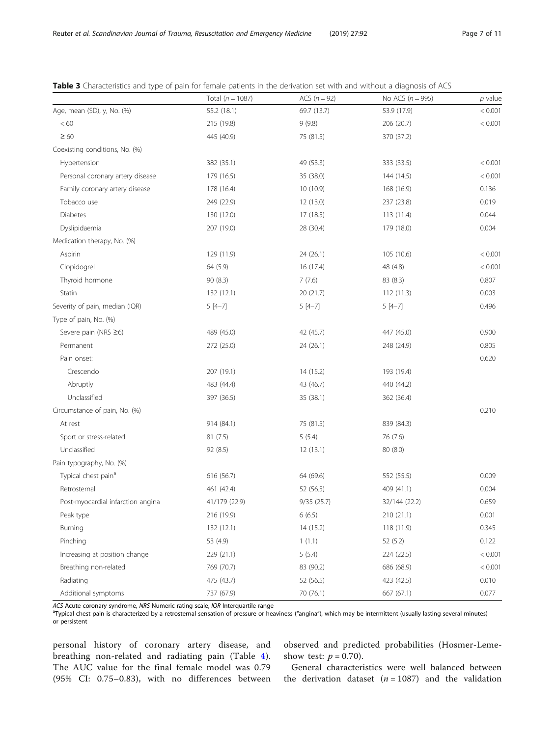**Table 3** Characteristics and type of pain for female patients in the derivation set with and without a diagnosis of ACS

| | Total ($n = 1087$) | ACS ($n = 92$) | No ACS ($n = 995$) | $p$ value |
|---|---|---|---|---|
| Age, mean (SD), y, No. (%) | 55.2 (18.1) | 69.7 (13.7) | 53.9 (17.9) | < 0.001 |
| < 60 | 215 (19.8) | 9 (9.8) | 206 (20.7) | < 0.001 |
| ≥ 60 | 445 (40.9) | 75 (81.5) | 370 (37.2) | |
| Coexisting conditions, No. (%) | | | | |
| Hypertension | 382 (35.1) | 49 (53.3) | 333 (33.5) | < 0.001 |
| Personal coronary artery disease | 179 (16.5) | 35 (38.0) | 144 (14.5) | < 0.001 |
| Family coronary artery disease | 178 (16.4) | 10 (10.9) | 168 (16.9) | 0.136 |
| Tobacco use | 249 (22.9) | 12 (13.0) | 237 (23.8) | 0.019 |
| Diabetes | 130 (12.0) | 17 (18.5) | 113 (11.4) | 0.044 |
| Dyslipidaemia | 207 (19.0) | 28 (30.4) | 179 (18.0) | 0.004 |
| Medication therapy, No. (%) | | | | |
| Aspirin | 129 (11.9) | 24 (26.1) | 105 (10.6) | < 0.001 |
| Clopidogrel | 64 (5.9) | 16 (17.4) | 48 (4.8) | < 0.001 |
| Thyroid hormone | 90 (8.3) | 7 (7.6) | 83 (8.3) | 0.807 |
| Statin | 132 (12.1) | 20 (21.7) | 112 (11.3) | 0.003 |
| Severity of pain, median (IQR) | 5 [4–7] | 5 [4–7] | 5 [4–7] | 0.496 |
| Type of pain, No. (%) | | | | |
| Severe pain (NRS ≥6) | 489 (45.0) | 42 (45.7) | 447 (45.0) | 0.900 |
| Permanent | 272 (25.0) | 24 (26.1) | 248 (24.9) | 0.805 |
| Pain onset: | | | | 0.620 |
| Crescendo | 207 (19.1) | 14 (15.2) | 193 (19.4) | |
| Abruptly | 483 (44.4) | 43 (46.7) | 440 (44.2) | |
| Unclassified | 397 (36.5) | 35 (38.1) | 362 (36.4) | |
| Circumstance of pain, No. (%) | | | | 0.210 |
| At rest | 914 (84.1) | 75 (81.5) | 839 (84.3) | |
| Sport or stress-related | 81 (7.5) | 5 (5.4) | 76 (7.6) | |
| Unclassified | 92 (8.5) | 12 (13.1) | 80 (8.0) | |
| Pain typography, No. (%) | | | | |
| Typical chest pain[a] | 616 (56.7) | 64 (69.6) | 552 (55.5) | 0.009 |
| Retrosternal | 461 (42.4) | 52 (56.5) | 409 (41.1) | 0.004 |
| Post-myocardial infarction angina | 41/179 (22.9) | 9/35 (25.7) | 32/144 (22.2) | 0.659 |
| Peak type | 216 (19.9) | 6 (6.5) | 210 (21.1) | 0.001 |
| Burning | 132 (12.1) | 14 (15.2) | 118 (11.9) | 0.345 |
| Pinching | 53 (4.9) | 1 (1.1) | 52 (5.2) | 0.122 |
| Increasing at position change | 229 (21.1) | 5 (5.4) | 224 (22.5) | < 0.001 |
| Breathing non-related | 769 (70.7) | 83 (90.2) | 686 (68.9) | < 0.001 |
| Radiating | 475 (43.7) | 52 (56.5) | 423 (42.5) | 0.010 |
| Additional symptoms | 737 (67.9) | 70 (76.1) | 667 (67.1) | 0.077 |

*ACS* Acute coronary syndrome, *NRS* Numeric rating scale, *IQR* Interquartile range
[a]Typical chest pain is characterized by a retrosternal sensation of pressure or heaviness ("angina"), which may be intermittent (usually lasting several minutes) or persistent

personal history of coronary artery disease, and breathing non-related and radiating pain (Table 4). The AUC value for the final female model was 0.79 (95% CI: 0.75–0.83), with no differences between observed and predicted probabilities (Hosmer-Lemeshow test: $p = 0.70$).

General characteristics were well balanced between the derivation dataset ($n = 1087$) and the validation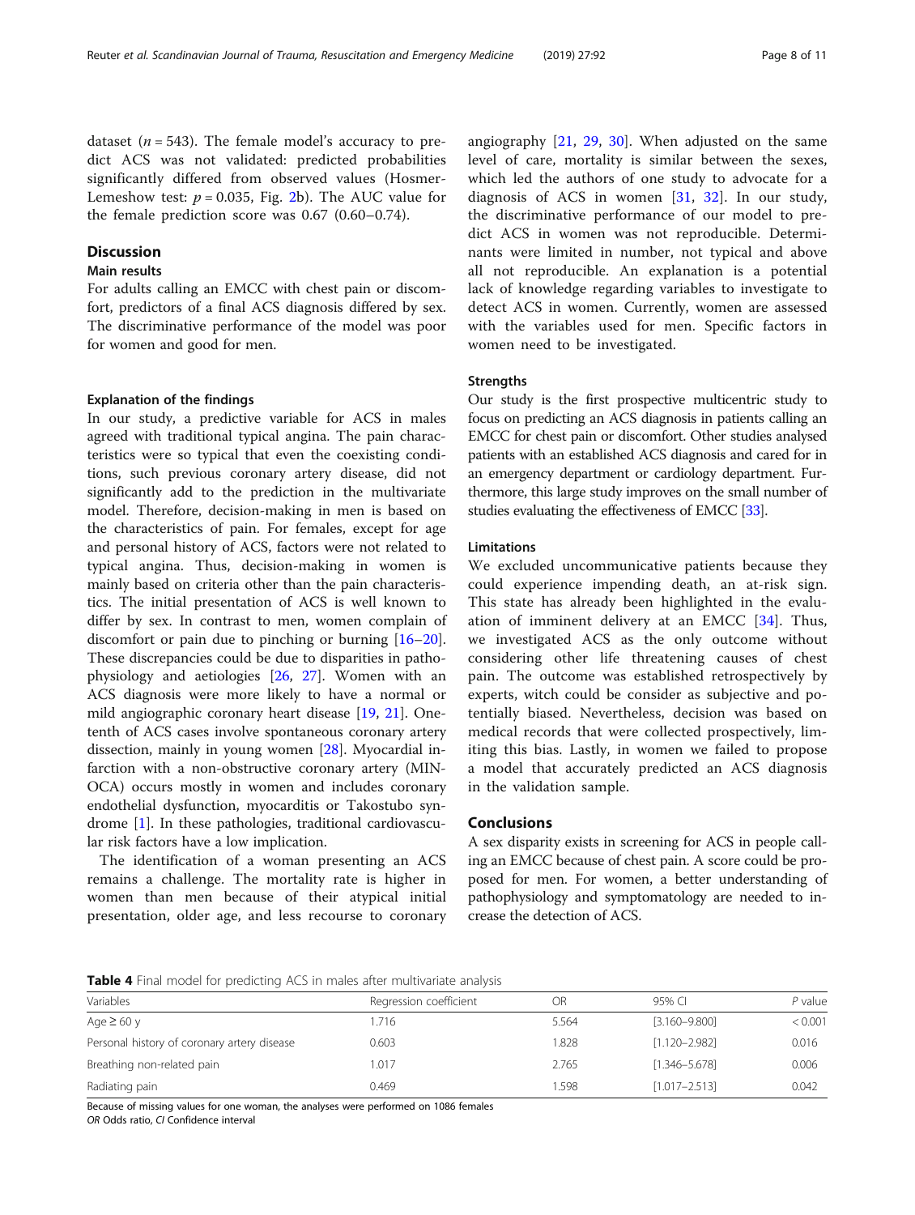dataset ($n = 543$). The female model's accuracy to predict ACS was not validated: predicted probabilities significantly differed from observed values (Hosmer-Lemeshow test: $p = 0.035$, Fig. 2b). The AUC value for the female prediction score was 0.67 (0.60–0.74).

## Discussion

### Main results

For adults calling an EMCC with chest pain or discomfort, predictors of a final ACS diagnosis differed by sex. The discriminative performance of the model was poor for women and good for men.

### Explanation of the findings

In our study, a predictive variable for ACS in males agreed with traditional typical angina. The pain characteristics were so typical that even the coexisting conditions, such previous coronary artery disease, did not significantly add to the prediction in the multivariate model. Therefore, decision-making in men is based on the characteristics of pain. For females, except for age and personal history of ACS, factors were not related to typical angina. Thus, decision-making in women is mainly based on criteria other than the pain characteristics. The initial presentation of ACS is well known to differ by sex. In contrast to men, women complain of discomfort or pain due to pinching or burning [16–20]. These discrepancies could be due to disparities in pathophysiology and aetiologies [26, 27]. Women with an ACS diagnosis were more likely to have a normal or mild angiographic coronary heart disease [19, 21]. One-tenth of ACS cases involve spontaneous coronary artery dissection, mainly in young women [28]. Myocardial infarction with a non-obstructive coronary artery (MINOCA) occurs mostly in women and includes coronary endothelial dysfunction, myocarditis or Takostubo syndrome [1]. In these pathologies, traditional cardiovascular risk factors have a low implication.

The identification of a woman presenting an ACS remains a challenge. The mortality rate is higher in women than men because of their atypical initial presentation, older age, and less recourse to coronary angiography [21, 29, 30]. When adjusted on the same level of care, mortality is similar between the sexes, which led the authors of one study to advocate for a diagnosis of ACS in women [31, 32]. In our study, the discriminative performance of our model to predict ACS in women was not reproducible. Determinants were limited in number, not typical and above all not reproducible. An explanation is a potential lack of knowledge regarding variables to investigate to detect ACS in women. Currently, women are assessed with the variables used for men. Specific factors in women need to be investigated.

### Strengths

Our study is the first prospective multicentric study to focus on predicting an ACS diagnosis in patients calling an EMCC for chest pain or discomfort. Other studies analysed patients with an established ACS diagnosis and cared for in an emergency department or cardiology department. Furthermore, this large study improves on the small number of studies evaluating the effectiveness of EMCC [33].

### Limitations

We excluded uncommunicative patients because they could experience impending death, an at-risk sign. This state has already been highlighted in the evaluation of imminent delivery at an EMCC [34]. Thus, we investigated ACS as the only outcome without considering other life threatening causes of chest pain. The outcome was established retrospectively by experts, witch could be consider as subjective and potentially biased. Nevertheless, decision was based on medical records that were collected prospectively, limiting this bias. Lastly, in women we failed to propose a model that accurately predicted an ACS diagnosis in the validation sample.

## Conclusions

A sex disparity exists in screening for ACS in people calling an EMCC because of chest pain. A score could be proposed for men. For women, a better understanding of pathophysiology and symptomatology are needed to increase the detection of ACS.

**Table 4** Final model for predicting ACS in males after multivariate analysis

| Variables | Regression coefficient | OR | 95% CI | *P* value |
|---|---|---|---|---|
| Age ≥ 60 y | 1.716 | 5.564 | [3.160–9.800] | < 0.001 |
| Personal history of coronary artery disease | 0.603 | 1.828 | [1.120–2.982] | 0.016 |
| Breathing non-related pain | 1.017 | 2.765 | [1.346–5.678] | 0.006 |
| Radiating pain | 0.469 | 1.598 | [1.017–2.513] | 0.042 |

Because of missing values for one woman, the analyses were performed on 1086 females

*OR* Odds ratio, *CI* Confidence interval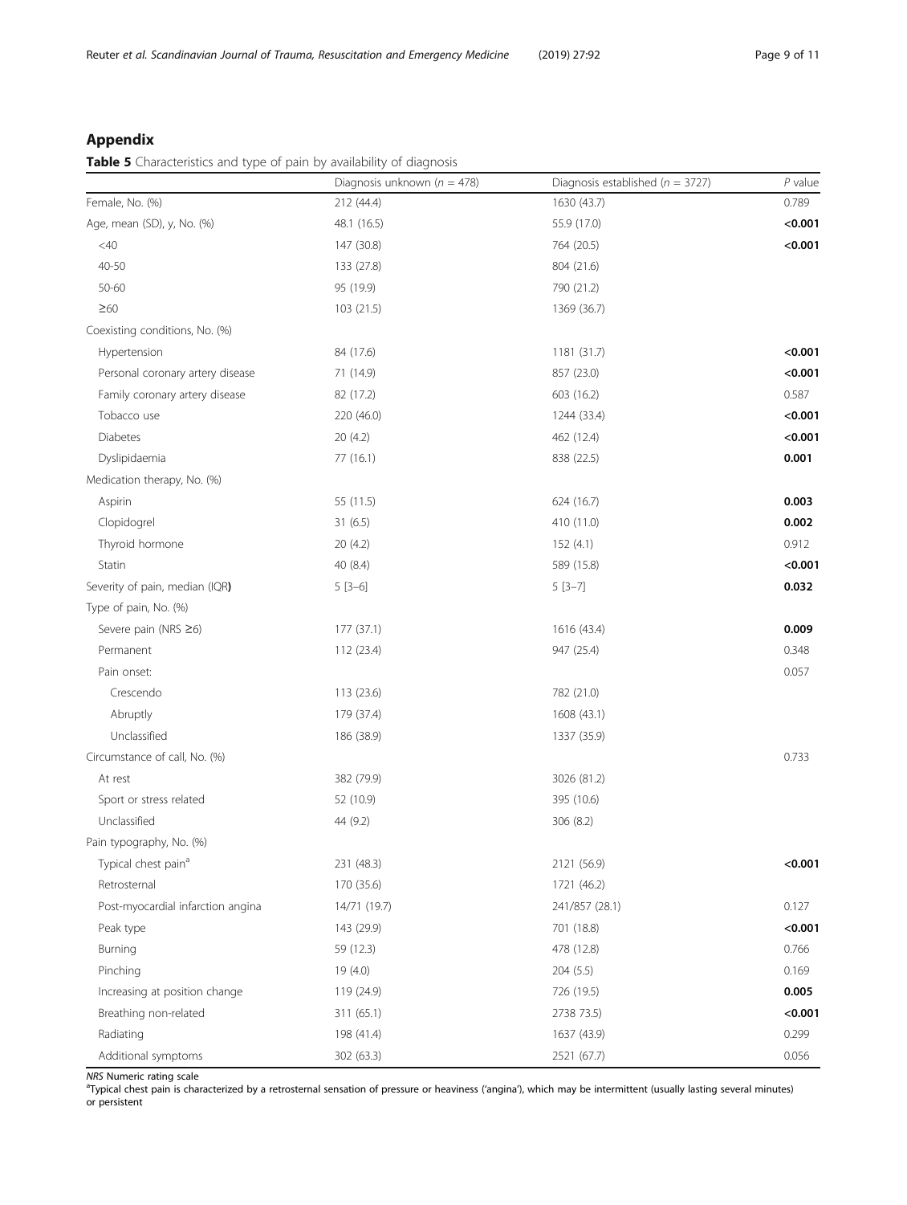## Appendix

**Table 5** Characteristics and type of pain by availability of diagnosis

| | Diagnosis unknown (*n* = 478) | Diagnosis established (*n* = 3727) | *P* value |
|---|---|---|---|
| Female, No. (%) | 212 (44.4) | 1630 (43.7) | 0.789 |
| Age, mean (SD), y, No. (%) | 48.1 (16.5) | 55.9 (17.0) | **<0.001** |
| <40 | 147 (30.8) | 764 (20.5) | **<0.001** |
| 40-50 | 133 (27.8) | 804 (21.6) | |
| 50-60 | 95 (19.9) | 790 (21.2) | |
| ≥60 | 103 (21.5) | 1369 (36.7) | |
| Coexisting conditions, No. (%) | | | |
| Hypertension | 84 (17.6) | 1181 (31.7) | **<0.001** |
| Personal coronary artery disease | 71 (14.9) | 857 (23.0) | **<0.001** |
| Family coronary artery disease | 82 (17.2) | 603 (16.2) | 0.587 |
| Tobacco use | 220 (46.0) | 1244 (33.4) | **<0.001** |
| Diabetes | 20 (4.2) | 462 (12.4) | **<0.001** |
| Dyslipidaemia | 77 (16.1) | 838 (22.5) | **0.001** |
| Medication therapy, No. (%) | | | |
| Aspirin | 55 (11.5) | 624 (16.7) | **0.003** |
| Clopidogrel | 31 (6.5) | 410 (11.0) | **0.002** |
| Thyroid hormone | 20 (4.2) | 152 (4.1) | 0.912 |
| Statin | 40 (8.4) | 589 (15.8) | **<0.001** |
| Severity of pain, median (IQR**)** | 5 [3–6] | 5 [3–7] | **0.032** |
| Type of pain, No. (%) | | | |
| Severe pain (NRS ≥6) | 177 (37.1) | 1616 (43.4) | **0.009** |
| Permanent | 112 (23.4) | 947 (25.4) | 0.348 |
| Pain onset: | | | 0.057 |
| Crescendo | 113 (23.6) | 782 (21.0) | |
| Abruptly | 179 (37.4) | 1608 (43.1) | |
| Unclassified | 186 (38.9) | 1337 (35.9) | |
| Circumstance of call, No. (%) | | | 0.733 |
| At rest | 382 (79.9) | 3026 (81.2) | |
| Sport or stress related | 52 (10.9) | 395 (10.6) | |
| Unclassified | 44 (9.2) | 306 (8.2) | |
| Pain typography, No. (%) | | | |
| Typical chest pain[a] | 231 (48.3) | 2121 (56.9) | **<0.001** |
| Retrosternal | 170 (35.6) | 1721 (46.2) | |
| Post-myocardial infarction angina | 14/71 (19.7) | 241/857 (28.1) | 0.127 |
| Peak type | 143 (29.9) | 701 (18.8) | **<0.001** |
| Burning | 59 (12.3) | 478 (12.8) | 0.766 |
| Pinching | 19 (4.0) | 204 (5.5) | 0.169 |
| Increasing at position change | 119 (24.9) | 726 (19.5) | **0.005** |
| Breathing non-related | 311 (65.1) | 2738 73.5) | **<0.001** |
| Radiating | 198 (41.4) | 1637 (43.9) | 0.299 |
| Additional symptoms | 302 (63.3) | 2521 (67.7) | 0.056 |

*NRS* Numeric rating scale
[a]Typical chest pain is characterized by a retrosternal sensation of pressure or heaviness ('angina'), which may be intermittent (usually lasting several minutes) or persistent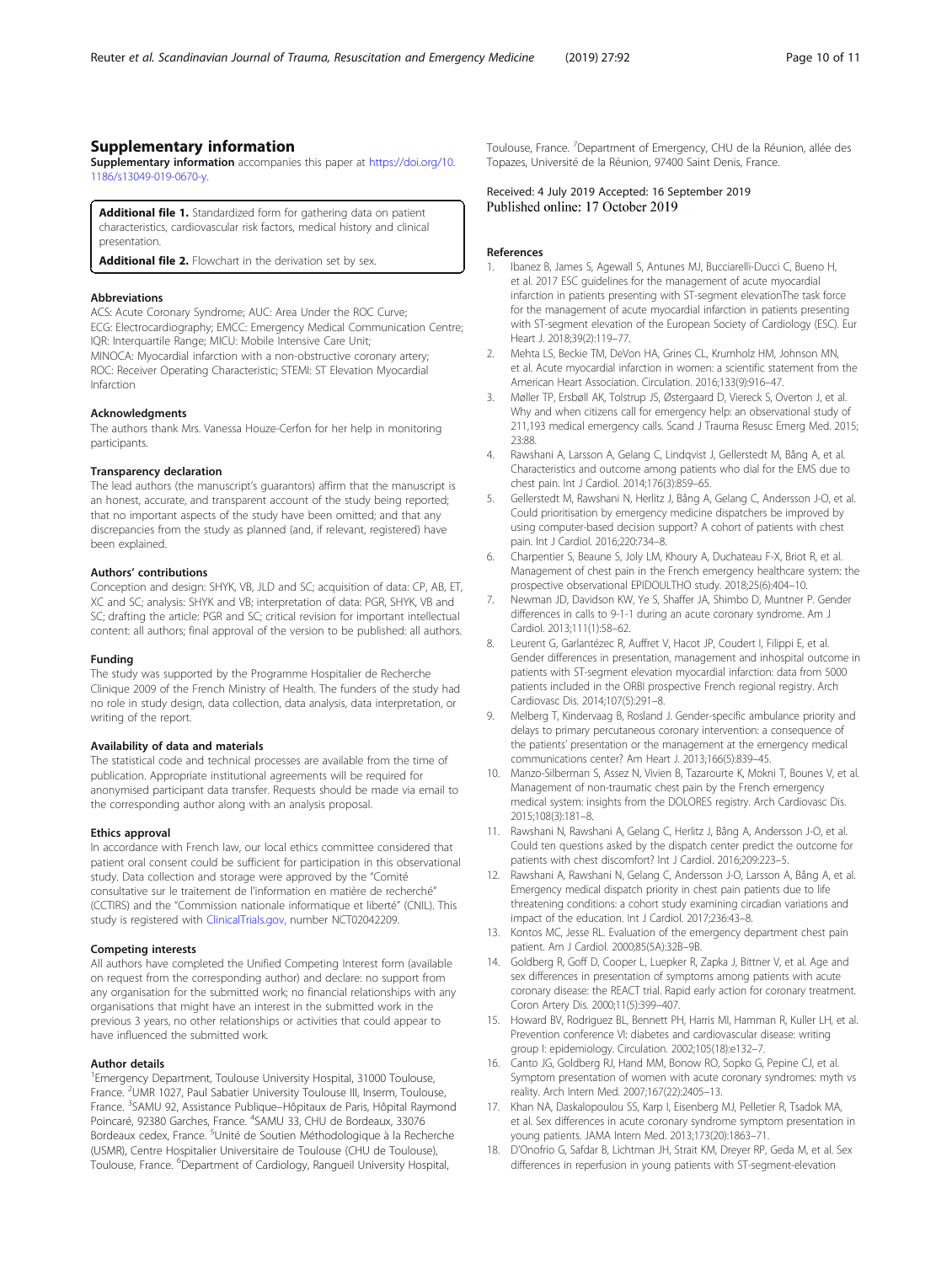## Supplementary information

**Supplementary information** accompanies this paper at https://doi.org/10.1186/s13049-019-0670-y.

**Additional file 1.** Standardized form for gathering data on patient characteristics, cardiovascular risk factors, medical history and clinical presentation.

**Additional file 2.** Flowchart in the derivation set by sex.

### Abbreviations

ACS: Acute Coronary Syndrome; AUC: Area Under the ROC Curve; ECG: Electrocardiography; EMCC: Emergency Medical Communication Centre; IQR: Interquartile Range; MICU: Mobile Intensive Care Unit; MINOCA: Myocardial infarction with a non-obstructive coronary artery; ROC: Receiver Operating Characteristic; STEMI: ST Elevation Myocardial Infarction

### Acknowledgments

The authors thank Mrs. Vanessa Houze-Cerfon for her help in monitoring participants.

### Transparency declaration

The lead authors (the manuscript's guarantors) affirm that the manuscript is an honest, accurate, and transparent account of the study being reported; that no important aspects of the study have been omitted; and that any discrepancies from the study as planned (and, if relevant, registered) have been explained.

### Authors' contributions

Conception and design: SHYK, VB, JLD and SC; acquisition of data: CP, AB, ET, XC and SC; analysis: SHYK and VB; interpretation of data: PGR, SHYK, VB and SC; drafting the article: PGR and SC; critical revision for important intellectual content: all authors; final approval of the version to be published: all authors.

### Funding

The study was supported by the Programme Hospitalier de Recherche Clinique 2009 of the French Ministry of Health. The funders of the study had no role in study design, data collection, data analysis, data interpretation, or writing of the report.

### Availability of data and materials

The statistical code and technical processes are available from the time of publication. Appropriate institutional agreements will be required for anonymised participant data transfer. Requests should be made via email to the corresponding author along with an analysis proposal.

### Ethics approval

In accordance with French law, our local ethics committee considered that patient oral consent could be sufficient for participation in this observational study. Data collection and storage were approved by the "Comité consultative sur le traitement de l'information en matière de recherché" (CCTIRS) and the "Commission nationale informatique et liberté" (CNIL). This study is registered with ClinicalTrials.gov, number NCT02042209.

### Competing interests

All authors have completed the Unified Competing Interest form (available on request from the corresponding author) and declare: no support from any organisation for the submitted work; no financial relationships with any organisations that might have an interest in the submitted work in the previous 3 years, no other relationships or activities that could appear to have influenced the submitted work.

### Author details

[1]Emergency Department, Toulouse University Hospital, 31000 Toulouse, France. [2]UMR 1027, Paul Sabatier University Toulouse III, Inserm, Toulouse, France. [3]SAMU 92, Assistance Publique–Hôpitaux de Paris, Hôpital Raymond Poincaré, 92380 Garches, France. [4]SAMU 33, CHU de Bordeaux, 33076 Bordeaux cedex, France. [5]Unité de Soutien Méthodologique à la Recherche (USMR), Centre Hospitalier Universitaire de Toulouse (CHU de Toulouse), Toulouse, France. [6]Department of Cardiology, Rangueil University Hospital, Toulouse, France. [7]Department of Emergency, CHU de la Réunion, allée des Topazes, Université de la Réunion, 97400 Saint Denis, France.

Received: 4 July 2019 Accepted: 16 September 2019
Published online: 17 October 2019

### References

1. Ibanez B, James S, Agewall S, Antunes MJ, Bucciarelli-Ducci C, Bueno H, et al. 2017 ESC guidelines for the management of acute myocardial infarction in patients presenting with ST-segment elevationThe task force for the management of acute myocardial infarction in patients presenting with ST-segment elevation of the European Society of Cardiology (ESC). Eur Heart J. 2018;39(2):119–77.
2. Mehta LS, Beckie TM, DeVon HA, Grines CL, Krumholz HM, Johnson MN, et al. Acute myocardial infarction in women: a scientific statement from the American Heart Association. Circulation. 2016;133(9):916–47.
3. Møller TP, Ersbøll AK, Tolstrup JS, Østergaard D, Viereck S, Overton J, et al. Why and when citizens call for emergency help: an observational study of 211,193 medical emergency calls. Scand J Trauma Resusc Emerg Med. 2015; 23:88.
4. Rawshani A, Larsson A, Gelang C, Lindqvist J, Gellerstedt M, Bång A, et al. Characteristics and outcome among patients who dial for the EMS due to chest pain. Int J Cardiol. 2014;176(3):859–65.
5. Gellerstedt M, Rawshani N, Herlitz J, Bång A, Gelang C, Andersson J-O, et al. Could prioritisation by emergency medicine dispatchers be improved by using computer-based decision support? A cohort of patients with chest pain. Int J Cardiol. 2016;220:734–8.
6. Charpentier S, Beaune S, Joly LM, Khoury A, Duchateau F-X, Briot R, et al. Management of chest pain in the French emergency healthcare system: the prospective observational EPIDOULTHO study. 2018;25(6):404–10.
7. Newman JD, Davidson KW, Ye S, Shaffer JA, Shimbo D, Muntner P. Gender differences in calls to 9-1-1 during an acute coronary syndrome. Am J Cardiol. 2013;111(1):58–62.
8. Leurent G, Garlantézec R, Auffret V, Hacot JP, Coudert I, Filippi E, et al. Gender differences in presentation, management and inhospital outcome in patients with ST-segment elevation myocardial infarction: data from 5000 patients included in the ORBI prospective French regional registry. Arch Cardiovasc Dis. 2014;107(5):291–8.
9. Melberg T, Kindervaag B, Rosland J. Gender-specific ambulance priority and delays to primary percutaneous coronary intervention: a consequence of the patients' presentation or the management at the emergency medical communications center? Am Heart J. 2013;166(5):839–45.
10. Manzo-Silberman S, Assez N, Vivien B, Tazarourte K, Mokni T, Bounes V, et al. Management of non-traumatic chest pain by the French emergency medical system: insights from the DOLORES registry. Arch Cardiovasc Dis. 2015;108(3):181–8.
11. Rawshani N, Rawshani A, Gelang C, Herlitz J, Bång A, Andersson J-O, et al. Could ten questions asked by the dispatch center predict the outcome for patients with chest discomfort? Int J Cardiol. 2016;209:223–5.
12. Rawshani A, Rawshani N, Gelang C, Andersson J-O, Larsson A, Bång A, et al. Emergency medical dispatch priority in chest pain patients due to life threatening conditions: a cohort study examining circadian variations and impact of the education. Int J Cardiol. 2017;236:43–8.
13. Kontos MC, Jesse RL. Evaluation of the emergency department chest pain patient. Am J Cardiol. 2000;85(5A):32B–9B.
14. Goldberg R, Goff D, Cooper L, Luepker R, Zapka J, Bittner V, et al. Age and sex differences in presentation of symptoms among patients with acute coronary disease: the REACT trial. Rapid early action for coronary treatment. Coron Artery Dis. 2000;11(5):399–407.
15. Howard BV, Rodriguez BL, Bennett PH, Harris MI, Hamman R, Kuller LH, et al. Prevention conference VI: diabetes and cardiovascular disease: writing group I: epidemiology. Circulation. 2002;105(18):e132–7.
16. Canto JG, Goldberg RJ, Hand MM, Bonow RO, Sopko G, Pepine CJ, et al. Symptom presentation of women with acute coronary syndromes: myth vs reality. Arch Intern Med. 2007;167(22):2405–13.
17. Khan NA, Daskalopoulou SS, Karp I, Eisenberg MJ, Pelletier R, Tsadok MA, et al. Sex differences in acute coronary syndrome symptom presentation in young patients. JAMA Intern Med. 2013;173(20):1863–71.
18. D'Onofrio G, Safdar B, Lichtman JH, Strait KM, Dreyer RP, Geda M, et al. Sex differences in reperfusion in young patients with ST-segment-elevation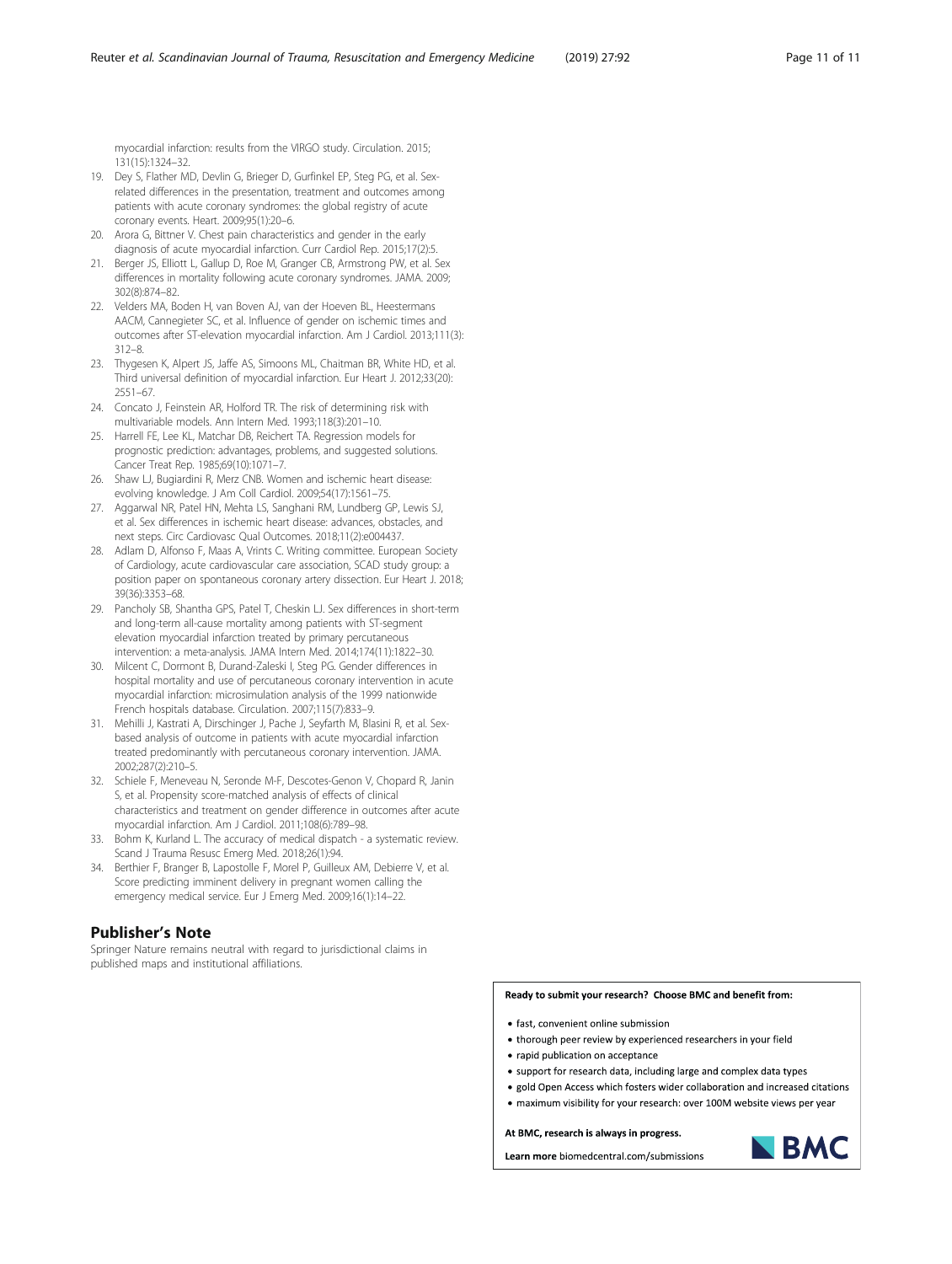myocardial infarction: results from the VIRGO study. Circulation. 2015; 131(15):1324–32.

19. Dey S, Flather MD, Devlin G, Brieger D, Gurfinkel EP, Steg PG, et al. Sex-related differences in the presentation, treatment and outcomes among patients with acute coronary syndromes: the global registry of acute coronary events. Heart. 2009;95(1):20–6.
20. Arora G, Bittner V. Chest pain characteristics and gender in the early diagnosis of acute myocardial infarction. Curr Cardiol Rep. 2015;17(2):5.
21. Berger JS, Elliott L, Gallup D, Roe M, Granger CB, Armstrong PW, et al. Sex differences in mortality following acute coronary syndromes. JAMA. 2009; 302(8):874–82.
22. Velders MA, Boden H, van Boven AJ, van der Hoeven BL, Heestermans AACM, Cannegieter SC, et al. Influence of gender on ischemic times and outcomes after ST-elevation myocardial infarction. Am J Cardiol. 2013;111(3): 312–8.
23. Thygesen K, Alpert JS, Jaffe AS, Simoons ML, Chaitman BR, White HD, et al. Third universal definition of myocardial infarction. Eur Heart J. 2012;33(20): 2551–67.
24. Concato J, Feinstein AR, Holford TR. The risk of determining risk with multivariable models. Ann Intern Med. 1993;118(3):201–10.
25. Harrell FE, Lee KL, Matchar DB, Reichert TA. Regression models for prognostic prediction: advantages, problems, and suggested solutions. Cancer Treat Rep. 1985;69(10):1071–7.
26. Shaw LJ, Bugiardini R, Merz CNB. Women and ischemic heart disease: evolving knowledge. J Am Coll Cardiol. 2009;54(17):1561–75.
27. Aggarwal NR, Patel HN, Mehta LS, Sanghani RM, Lundberg GP, Lewis SJ, et al. Sex differences in ischemic heart disease: advances, obstacles, and next steps. Circ Cardiovasc Qual Outcomes. 2018;11(2):e004437.
28. Adlam D, Alfonso F, Maas A, Vrints C. Writing committee. European Society of Cardiology, acute cardiovascular care association, SCAD study group: a position paper on spontaneous coronary artery dissection. Eur Heart J. 2018; 39(36):3353–68.
29. Pancholy SB, Shantha GPS, Patel T, Cheskin LJ. Sex differences in short-term and long-term all-cause mortality among patients with ST-segment elevation myocardial infarction treated by primary percutaneous intervention: a meta-analysis. JAMA Intern Med. 2014;174(11):1822–30.
30. Milcent C, Dormont B, Durand-Zaleski I, Steg PG. Gender differences in hospital mortality and use of percutaneous coronary intervention in acute myocardial infarction: microsimulation analysis of the 1999 nationwide French hospitals database. Circulation. 2007;115(7):833–9.
31. Mehilli J, Kastrati A, Dirschinger J, Pache J, Seyfarth M, Blasini R, et al. Sex-based analysis of outcome in patients with acute myocardial infarction treated predominantly with percutaneous coronary intervention. JAMA. 2002;287(2):210–5.
32. Schiele F, Meneveau N, Seronde M-F, Descotes-Genon V, Chopard R, Janin S, et al. Propensity score-matched analysis of effects of clinical characteristics and treatment on gender difference in outcomes after acute myocardial infarction. Am J Cardiol. 2011;108(6):789–98.
33. Bohm K, Kurland L. The accuracy of medical dispatch - a systematic review. Scand J Trauma Resusc Emerg Med. 2018;26(1):94.
34. Berthier F, Branger B, Lapostolle F, Morel P, Guilleux AM, Debierre V, et al. Score predicting imminent delivery in pregnant women calling the emergency medical service. Eur J Emerg Med. 2009;16(1):14–22.

## Publisher's Note

Springer Nature remains neutral with regard to jurisdictional claims in published maps and institutional affiliations.

**Ready to submit your research? Choose BMC and benefit from:**

- fast, convenient online submission
- thorough peer review by experienced researchers in your field
- rapid publication on acceptance
- support for research data, including large and complex data types
- gold Open Access which fosters wider collaboration and increased citations
- maximum visibility for your research: over 100M website views per year

**At BMC, research is always in progress.**

**Learn more** biomedcentral.com/submissions

BMC